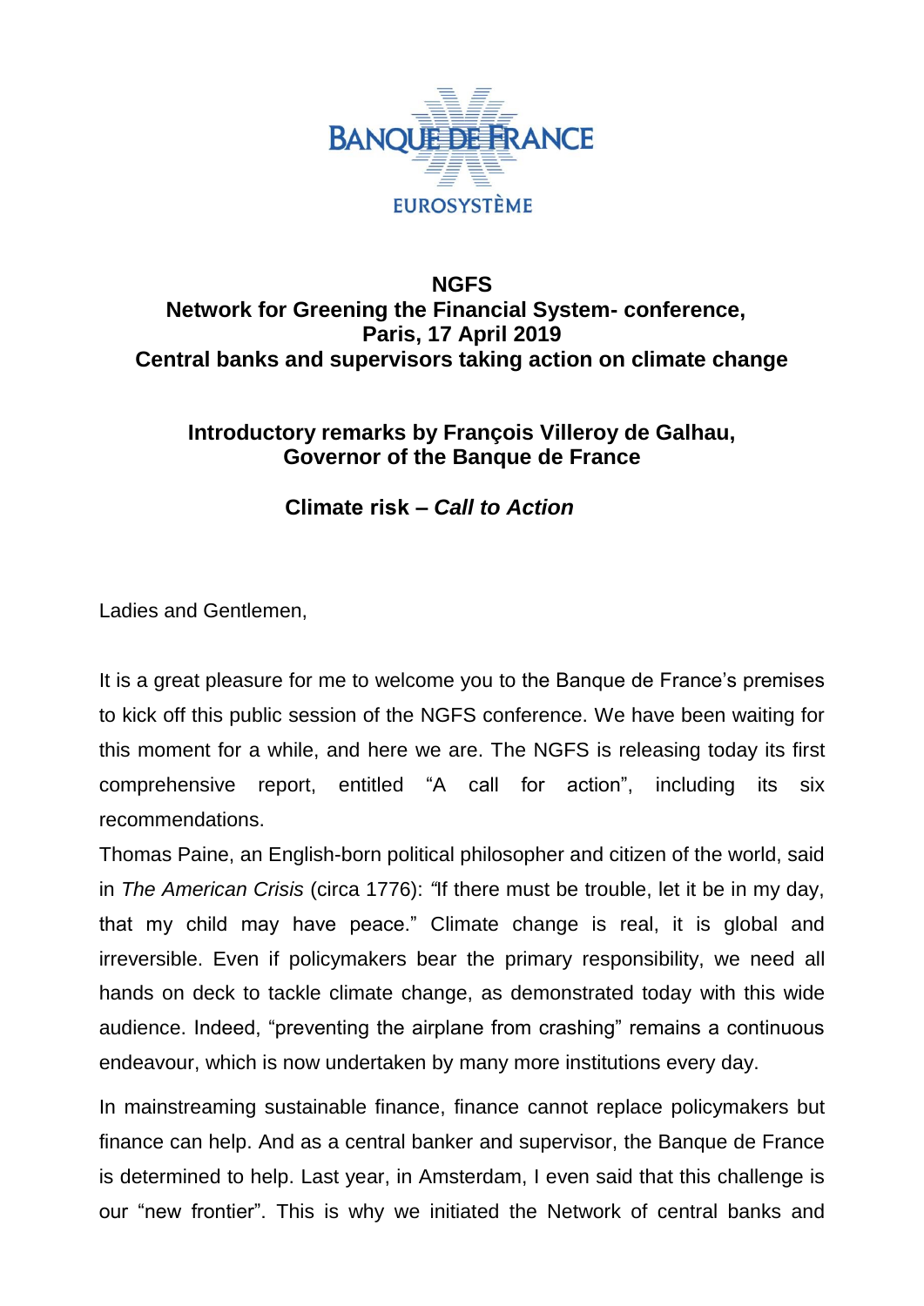BANQUE DE FRANCE

EUROSYSTÈME

**NGFS**
**Network for Greening the Financial System- conference,**
**Paris, 17 April 2019**
**Central banks and supervisors taking action on climate change**

**Introductory remarks by François Villeroy de Galhau,**
**Governor of the Banque de France**

**Climate risk – *Call to Action***

Ladies and Gentlemen,

It is a great pleasure for me to welcome you to the Banque de France's premises to kick off this public session of the NGFS conference. We have been waiting for this moment for a while, and here we are. The NGFS is releasing today its first comprehensive report, entitled "A call for action", including its six recommendations.

Thomas Paine, an English-born political philosopher and citizen of the world, said in *The American Crisis* (circa 1776): "If there must be trouble, let it be in my day, that my child may have peace." Climate change is real, it is global and irreversible. Even if policymakers bear the primary responsibility, we need all hands on deck to tackle climate change, as demonstrated today with this wide audience. Indeed, "preventing the airplane from crashing" remains a continuous endeavour, which is now undertaken by many more institutions every day.

In mainstreaming sustainable finance, finance cannot replace policymakers but finance can help. And as a central banker and supervisor, the Banque de France is determined to help. Last year, in Amsterdam, I even said that this challenge is our "new frontier". This is why we initiated the Network of central banks and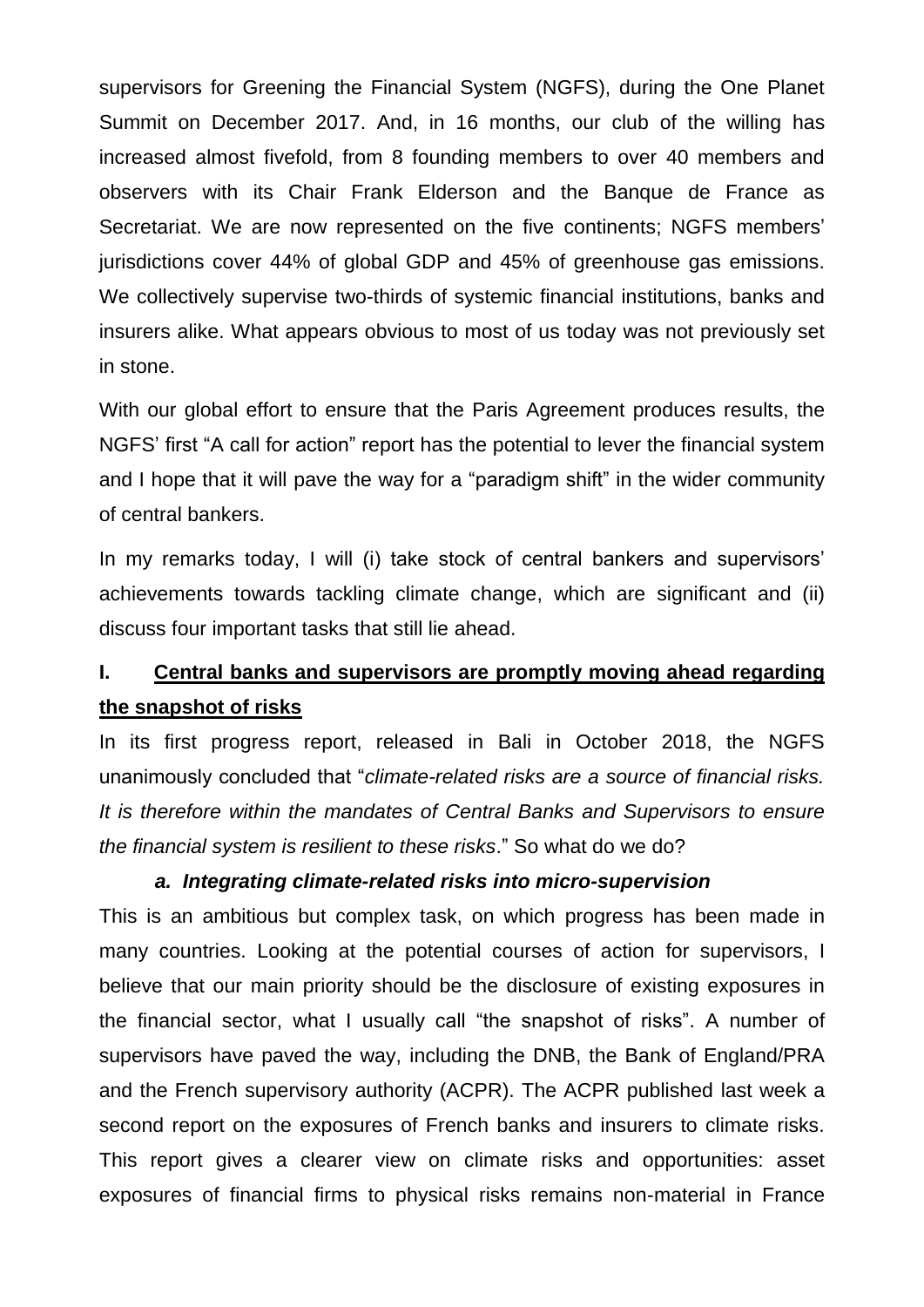supervisors for Greening the Financial System (NGFS), during the One Planet Summit on December 2017. And, in 16 months, our club of the willing has increased almost fivefold, from 8 founding members to over 40 members and observers with its Chair Frank Elderson and the Banque de France as Secretariat. We are now represented on the five continents; NGFS members' jurisdictions cover 44% of global GDP and 45% of greenhouse gas emissions. We collectively supervise two-thirds of systemic financial institutions, banks and insurers alike. What appears obvious to most of us today was not previously set in stone.

With our global effort to ensure that the Paris Agreement produces results, the NGFS' first "A call for action" report has the potential to lever the financial system and I hope that it will pave the way for a "paradigm shift" in the wider community of central bankers.

In my remarks today, I will (i) take stock of central bankers and supervisors' achievements towards tackling climate change, which are significant and (ii) discuss four important tasks that still lie ahead.

## I. <u>Central banks and supervisors are promptly moving ahead regarding the snapshot of risks</u>

In its first progress report, released in Bali in October 2018, the NGFS unanimously concluded that "*climate-related risks are a source of financial risks. It is therefore within the mandates of Central Banks and Supervisors to ensure the financial system is resilient to these risks*." So what do we do?

### *a. Integrating climate-related risks into micro-supervision*

This is an ambitious but complex task, on which progress has been made in many countries. Looking at the potential courses of action for supervisors, I believe that our main priority should be the disclosure of existing exposures in the financial sector, what I usually call "the snapshot of risks". A number of supervisors have paved the way, including the DNB, the Bank of England/PRA and the French supervisory authority (ACPR). The ACPR published last week a second report on the exposures of French banks and insurers to climate risks. This report gives a clearer view on climate risks and opportunities: asset exposures of financial firms to physical risks remains non-material in France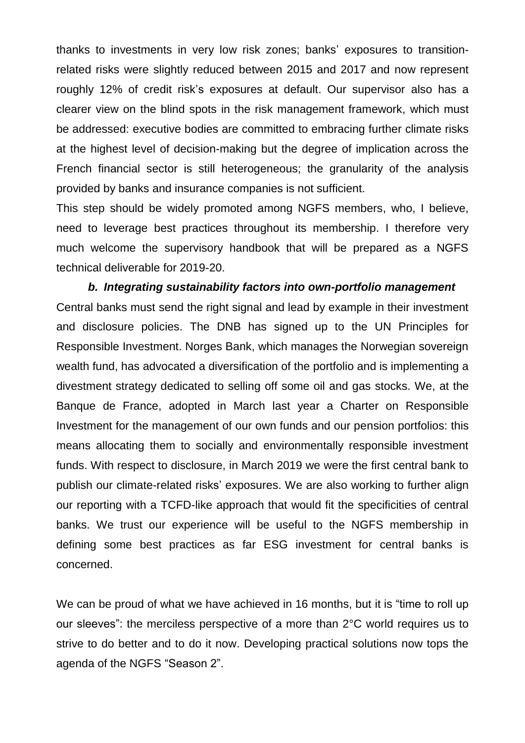thanks to investments in very low risk zones; banks' exposures to transition-related risks were slightly reduced between 2015 and 2017 and now represent roughly 12% of credit risk's exposures at default. Our supervisor also has a clearer view on the blind spots in the risk management framework, which must be addressed: executive bodies are committed to embracing further climate risks at the highest level of decision-making but the degree of implication across the French financial sector is still heterogeneous; the granularity of the analysis provided by banks and insurance companies is not sufficient.

This step should be widely promoted among NGFS members, who, I believe, need to leverage best practices throughout its membership. I therefore very much welcome the supervisory handbook that will be prepared as a NGFS technical deliverable for 2019-20.

***b. Integrating sustainability factors into own-portfolio management***

Central banks must send the right signal and lead by example in their investment and disclosure policies. The DNB has signed up to the UN Principles for Responsible Investment. Norges Bank, which manages the Norwegian sovereign wealth fund, has advocated a diversification of the portfolio and is implementing a divestment strategy dedicated to selling off some oil and gas stocks. We, at the Banque de France, adopted in March last year a Charter on Responsible Investment for the management of our own funds and our pension portfolios: this means allocating them to socially and environmentally responsible investment funds. With respect to disclosure, in March 2019 we were the first central bank to publish our climate-related risks' exposures. We are also working to further align our reporting with a TCFD-like approach that would fit the specificities of central banks. We trust our experience will be useful to the NGFS membership in defining some best practices as far ESG investment for central banks is concerned.

We can be proud of what we have achieved in 16 months, but it is "time to roll up our sleeves": the merciless perspective of a more than 2°C world requires us to strive to do better and to do it now. Developing practical solutions now tops the agenda of the NGFS "Season 2".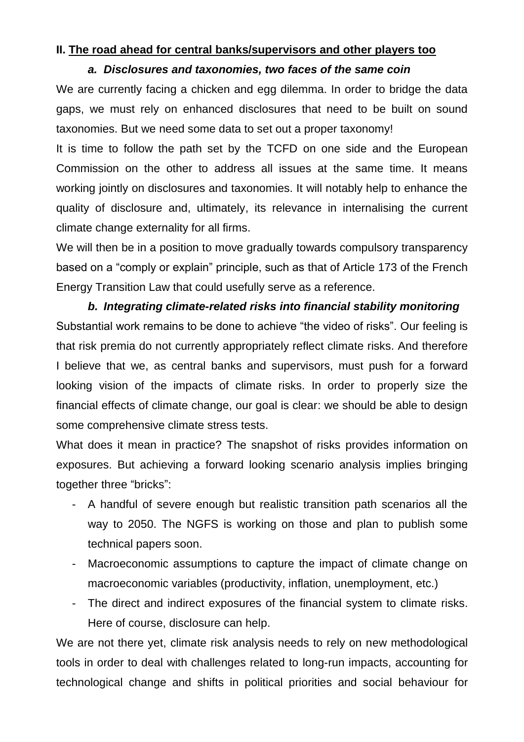## II. <u>The road ahead for central banks/supervisors and other players too</u>

### *a. Disclosures and taxonomies, two faces of the same coin*

We are currently facing a chicken and egg dilemma. In order to bridge the data gaps, we must rely on enhanced disclosures that need to be built on sound taxonomies. But we need some data to set out a proper taxonomy!

It is time to follow the path set by the TCFD on one side and the European Commission on the other to address all issues at the same time. It means working jointly on disclosures and taxonomies. It will notably help to enhance the quality of disclosure and, ultimately, its relevance in internalising the current climate change externality for all firms.

We will then be in a position to move gradually towards compulsory transparency based on a "comply or explain" principle, such as that of Article 173 of the French Energy Transition Law that could usefully serve as a reference.

### *b. Integrating climate-related risks into financial stability monitoring*

Substantial work remains to be done to achieve "the video of risks". Our feeling is that risk premia do not currently appropriately reflect climate risks. And therefore I believe that we, as central banks and supervisors, must push for a forward looking vision of the impacts of climate risks. In order to properly size the financial effects of climate change, our goal is clear: we should be able to design some comprehensive climate stress tests.

What does it mean in practice? The snapshot of risks provides information on exposures. But achieving a forward looking scenario analysis implies bringing together three "bricks":

- A handful of severe enough but realistic transition path scenarios all the way to 2050. The NGFS is working on those and plan to publish some technical papers soon.
- Macroeconomic assumptions to capture the impact of climate change on macroeconomic variables (productivity, inflation, unemployment, etc.)
- The direct and indirect exposures of the financial system to climate risks. Here of course, disclosure can help.

We are not there yet, climate risk analysis needs to rely on new methodological tools in order to deal with challenges related to long-run impacts, accounting for technological change and shifts in political priorities and social behaviour for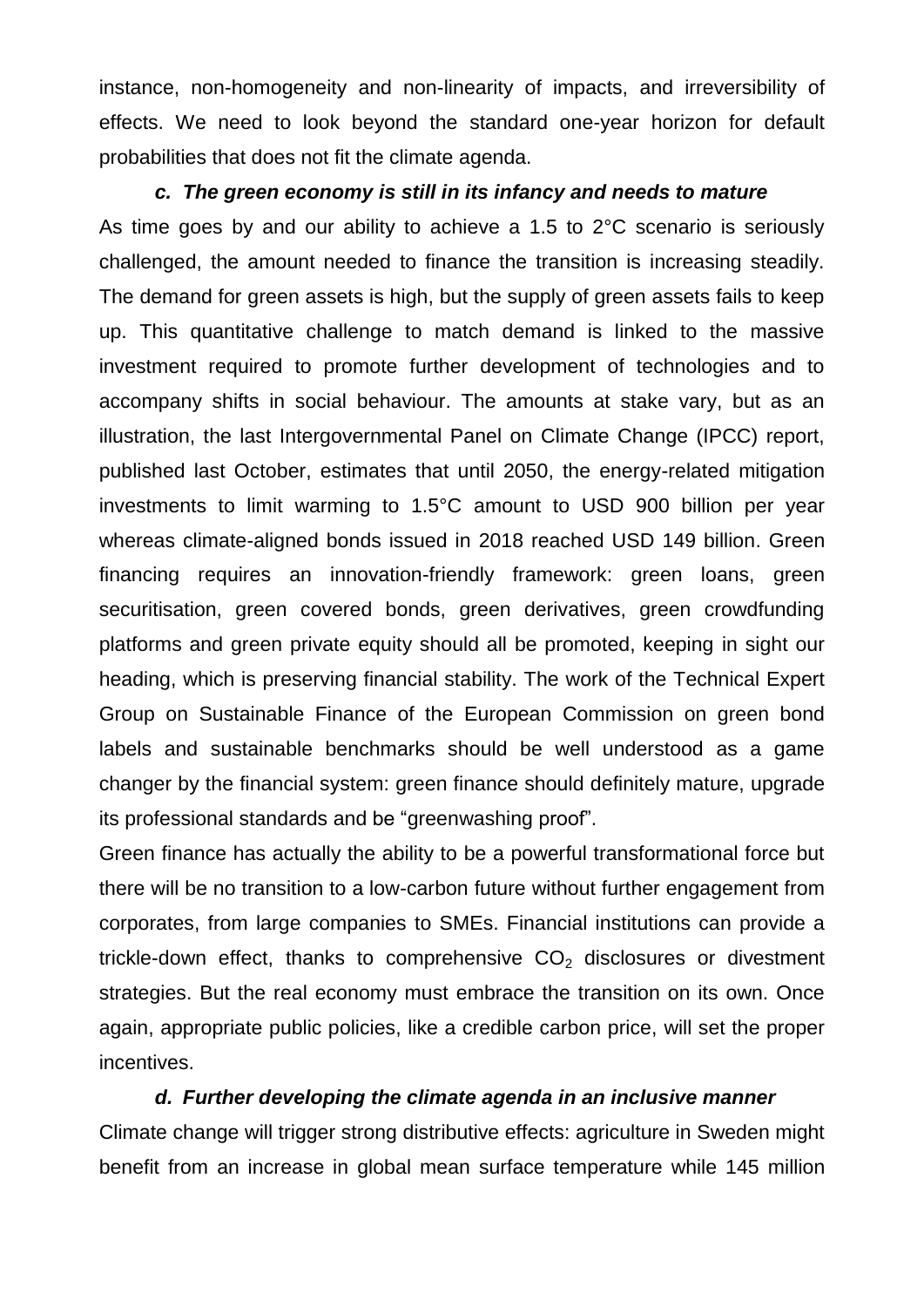instance, non-homogeneity and non-linearity of impacts, and irreversibility of effects. We need to look beyond the standard one-year horizon for default probabilities that does not fit the climate agenda.

### *c. The green economy is still in its infancy and needs to mature*

As time goes by and our ability to achieve a 1.5 to 2°C scenario is seriously challenged, the amount needed to finance the transition is increasing steadily. The demand for green assets is high, but the supply of green assets fails to keep up. This quantitative challenge to match demand is linked to the massive investment required to promote further development of technologies and to accompany shifts in social behaviour. The amounts at stake vary, but as an illustration, the last Intergovernmental Panel on Climate Change (IPCC) report, published last October, estimates that until 2050, the energy-related mitigation investments to limit warming to 1.5°C amount to USD 900 billion per year whereas climate-aligned bonds issued in 2018 reached USD 149 billion. Green financing requires an innovation-friendly framework: green loans, green securitisation, green covered bonds, green derivatives, green crowdfunding platforms and green private equity should all be promoted, keeping in sight our heading, which is preserving financial stability. The work of the Technical Expert Group on Sustainable Finance of the European Commission on green bond labels and sustainable benchmarks should be well understood as a game changer by the financial system: green finance should definitely mature, upgrade its professional standards and be "greenwashing proof".

Green finance has actually the ability to be a powerful transformational force but there will be no transition to a low-carbon future without further engagement from corporates, from large companies to SMEs. Financial institutions can provide a trickle-down effect, thanks to comprehensive $CO_2$ disclosures or divestment strategies. But the real economy must embrace the transition on its own. Once again, appropriate public policies, like a credible carbon price, will set the proper incentives.

### *d. Further developing the climate agenda in an inclusive manner*

Climate change will trigger strong distributive effects: agriculture in Sweden might benefit from an increase in global mean surface temperature while 145 million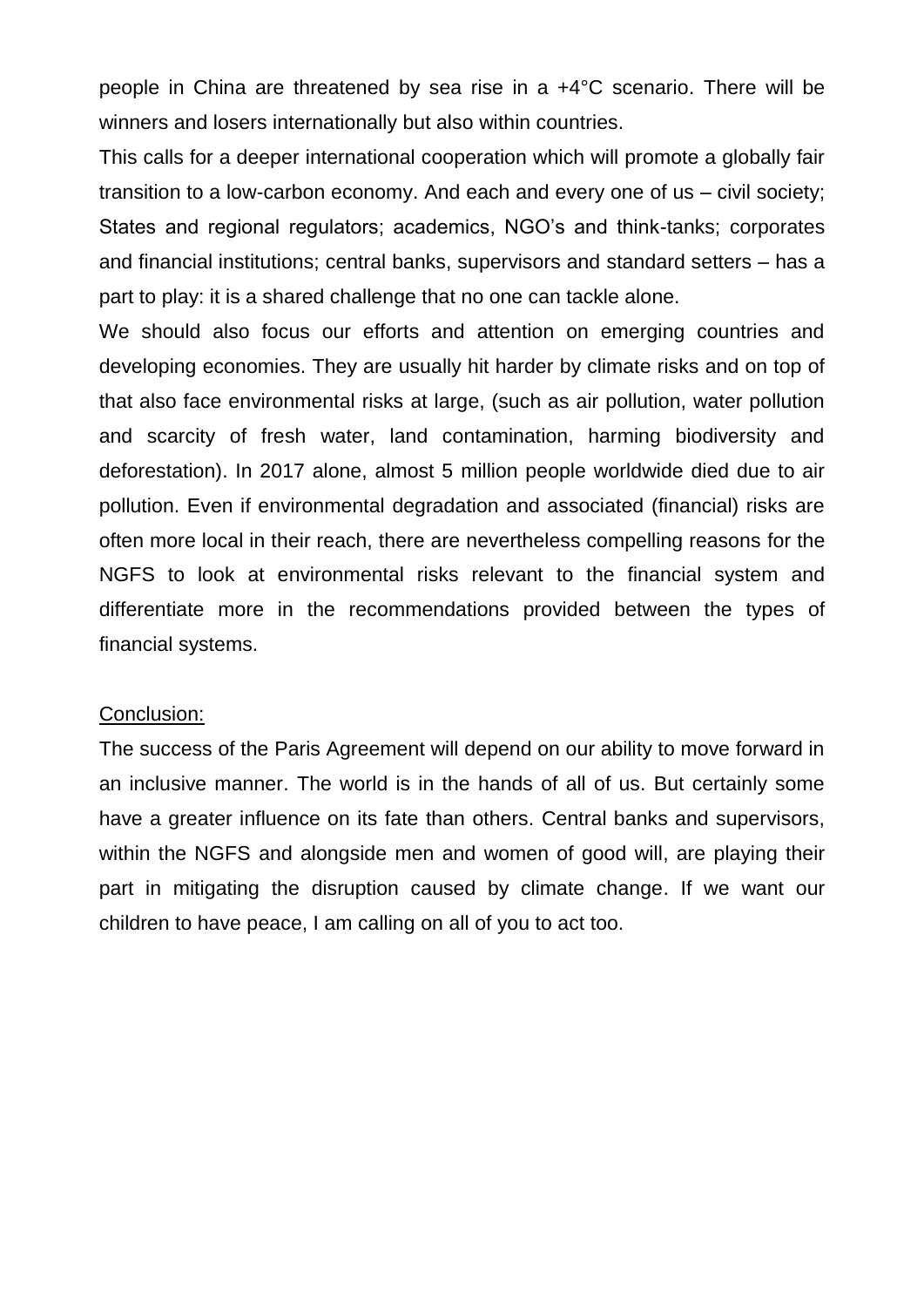people in China are threatened by sea rise in a +4°C scenario. There will be winners and losers internationally but also within countries.

This calls for a deeper international cooperation which will promote a globally fair transition to a low-carbon economy. And each and every one of us – civil society; States and regional regulators; academics, NGO's and think-tanks; corporates and financial institutions; central banks, supervisors and standard setters – has a part to play: it is a shared challenge that no one can tackle alone.

We should also focus our efforts and attention on emerging countries and developing economies. They are usually hit harder by climate risks and on top of that also face environmental risks at large, (such as air pollution, water pollution and scarcity of fresh water, land contamination, harming biodiversity and deforestation). In 2017 alone, almost 5 million people worldwide died due to air pollution. Even if environmental degradation and associated (financial) risks are often more local in their reach, there are nevertheless compelling reasons for the NGFS to look at environmental risks relevant to the financial system and differentiate more in the recommendations provided between the types of financial systems.

Conclusion:

The success of the Paris Agreement will depend on our ability to move forward in an inclusive manner. The world is in the hands of all of us. But certainly some have a greater influence on its fate than others. Central banks and supervisors, within the NGFS and alongside men and women of good will, are playing their part in mitigating the disruption caused by climate change. If we want our children to have peace, I am calling on all of you to act too.